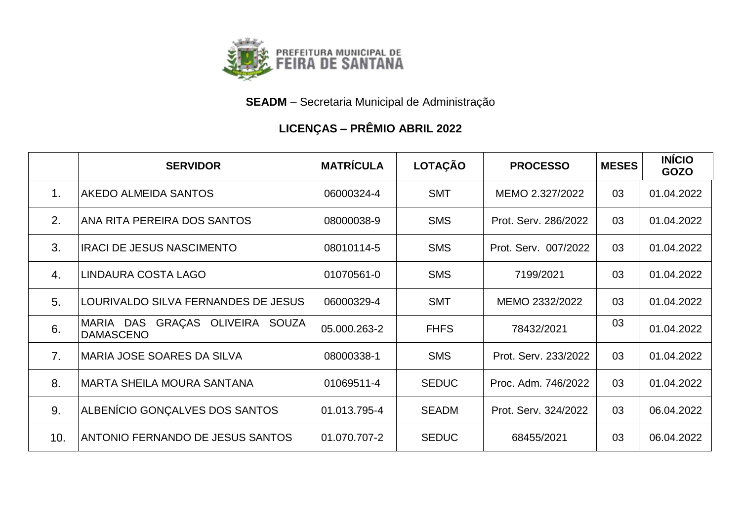PREFEITURA MUNICIPAL DE FEIRA DE SANTANA

**SEADM** – Secretaria Municipal de Administração

**LICENÇAS – PRÊMIO ABRIL 2022**

| | SERVIDOR | MATRÍCULA | LOTAÇÃO | PROCESSO | MESES | INÍCIO GOZO |
|---|---|---|---|---|---|---|
| 1. | AKEDO ALMEIDA SANTOS | 06000324-4 | SMT | MEMO 2.327/2022 | 03 | 01.04.2022 |
| 2. | ANA RITA PEREIRA DOS SANTOS | 08000038-9 | SMS | Prot. Serv. 286/2022 | 03 | 01.04.2022 |
| 3. | IRACI DE JESUS NASCIMENTO | 08010114-5 | SMS | Prot. Serv. 007/2022 | 03 | 01.04.2022 |
| 4. | LINDAURA COSTA LAGO | 01070561-0 | SMS | 7199/2021 | 03 | 01.04.2022 |
| 5. | LOURIVALDO SILVA FERNANDES DE JESUS | 06000329-4 | SMT | MEMO 2332/2022 | 03 | 01.04.2022 |
| 6. | MARIA DAS GRAÇAS OLIVEIRA SOUZA DAMASCENO | 05.000.263-2 | FHFS | 78432/2021 | 03 | 01.04.2022 |
| 7. | MARIA JOSE SOARES DA SILVA | 08000338-1 | SMS | Prot. Serv. 233/2022 | 03 | 01.04.2022 |
| 8. | MARTA SHEILA MOURA SANTANA | 01069511-4 | SEDUC | Proc. Adm. 746/2022 | 03 | 01.04.2022 |
| 9. | ALBENÍCIO GONÇALVES DOS SANTOS | 01.013.795-4 | SEADM | Prot. Serv. 324/2022 | 03 | 06.04.2022 |
| 10. | ANTONIO FERNANDO DE JESUS SANTOS | 01.070.707-2 | SEDUC | 68455/2021 | 03 | 06.04.2022 |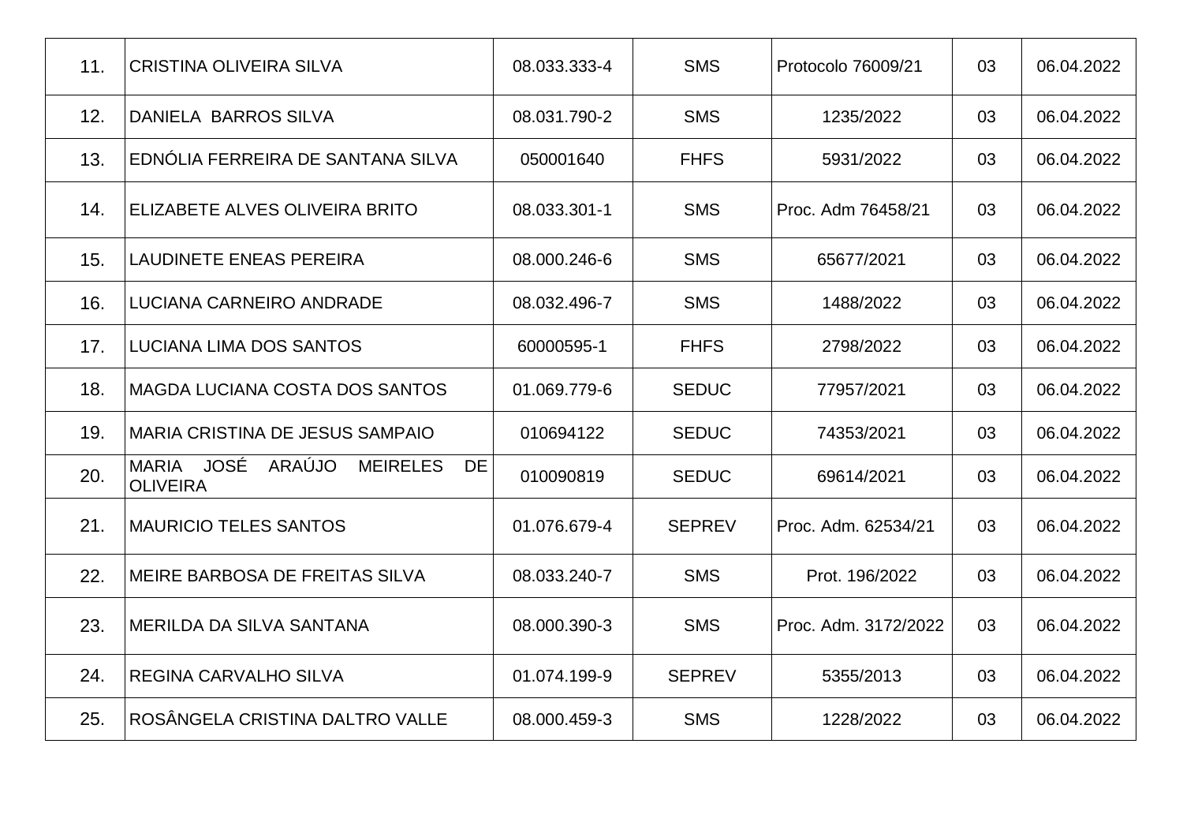| | | | | | | |
|---|---|---|---|---|---|---|
| 11. | CRISTINA OLIVEIRA SILVA | 08.033.333-4 | SMS | Protocolo 76009/21 | 03 | 06.04.2022 |
| 12. | DANIELA BARROS SILVA | 08.031.790-2 | SMS | 1235/2022 | 03 | 06.04.2022 |
| 13. | EDNÓLIA FERREIRA DE SANTANA SILVA | 050001640 | FHFS | 5931/2022 | 03 | 06.04.2022 |
| 14. | ELIZABETE ALVES OLIVEIRA BRITO | 08.033.301-1 | SMS | Proc. Adm 76458/21 | 03 | 06.04.2022 |
| 15. | LAUDINETE ENEAS PEREIRA | 08.000.246-6 | SMS | 65677/2021 | 03 | 06.04.2022 |
| 16. | LUCIANA CARNEIRO ANDRADE | 08.032.496-7 | SMS | 1488/2022 | 03 | 06.04.2022 |
| 17. | LUCIANA LIMA DOS SANTOS | 60000595-1 | FHFS | 2798/2022 | 03 | 06.04.2022 |
| 18. | MAGDA LUCIANA COSTA DOS SANTOS | 01.069.779-6 | SEDUC | 77957/2021 | 03 | 06.04.2022 |
| 19. | MARIA CRISTINA DE JESUS SAMPAIO | 010694122 | SEDUC | 74353/2021 | 03 | 06.04.2022 |
| 20. | MARIA JOSÉ ARAÚJO MEIRELES DE OLIVEIRA | 010090819 | SEDUC | 69614/2021 | 03 | 06.04.2022 |
| 21. | MAURICIO TELES SANTOS | 01.076.679-4 | SEPREV | Proc. Adm. 62534/21 | 03 | 06.04.2022 |
| 22. | MEIRE BARBOSA DE FREITAS SILVA | 08.033.240-7 | SMS | Prot. 196/2022 | 03 | 06.04.2022 |
| 23. | MERILDA DA SILVA SANTANA | 08.000.390-3 | SMS | Proc. Adm. 3172/2022 | 03 | 06.04.2022 |
| 24. | REGINA CARVALHO SILVA | 01.074.199-9 | SEPREV | 5355/2013 | 03 | 06.04.2022 |
| 25. | ROSÂNGELA CRISTINA DALTRO VALLE | 08.000.459-3 | SMS | 1228/2022 | 03 | 06.04.2022 |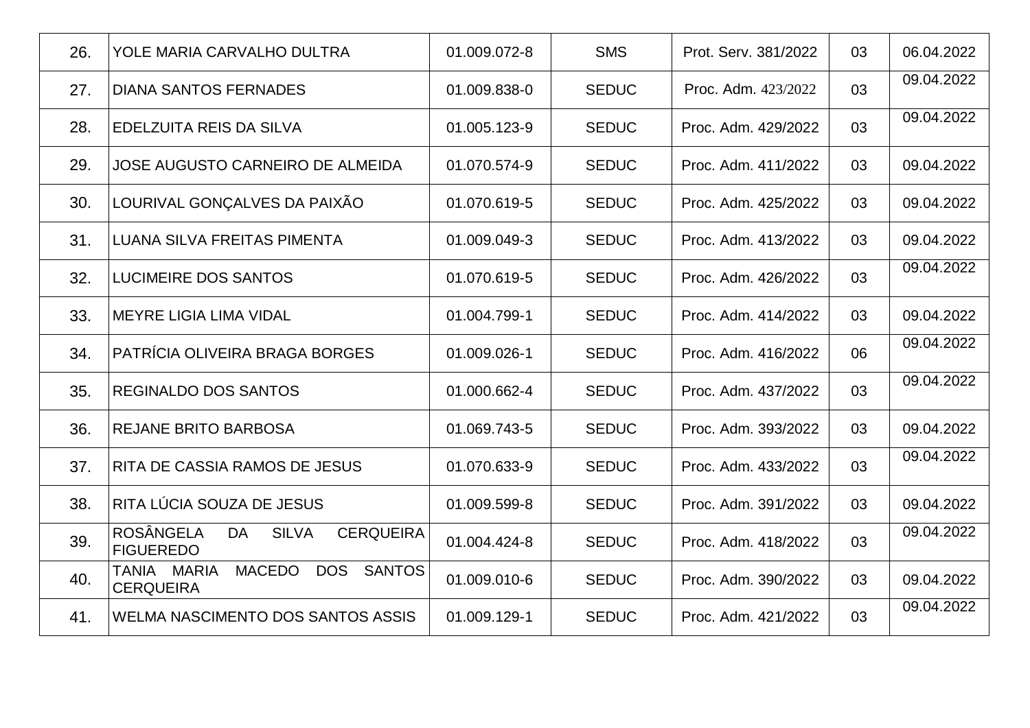| | | | | | | |
|---|---|---|---|---|---|---|
| 26. | YOLE MARIA CARVALHO DULTRA | 01.009.072-8 | SMS | Prot. Serv. 381/2022 | 03 | 06.04.2022 |
| 27. | DIANA SANTOS FERNADES | 01.009.838-0 | SEDUC | Proc. Adm. 423/2022 | 03 | 09.04.2022 |
| 28. | EDELZUITA REIS DA SILVA | 01.005.123-9 | SEDUC | Proc. Adm. 429/2022 | 03 | 09.04.2022 |
| 29. | JOSE AUGUSTO CARNEIRO DE ALMEIDA | 01.070.574-9 | SEDUC | Proc. Adm. 411/2022 | 03 | 09.04.2022 |
| 30. | LOURIVAL GONÇALVES DA PAIXÃO | 01.070.619-5 | SEDUC | Proc. Adm. 425/2022 | 03 | 09.04.2022 |
| 31. | LUANA SILVA FREITAS PIMENTA | 01.009.049-3 | SEDUC | Proc. Adm. 413/2022 | 03 | 09.04.2022 |
| 32. | LUCIMEIRE DOS SANTOS | 01.070.619-5 | SEDUC | Proc. Adm. 426/2022 | 03 | 09.04.2022 |
| 33. | MEYRE LIGIA LIMA VIDAL | 01.004.799-1 | SEDUC | Proc. Adm. 414/2022 | 03 | 09.04.2022 |
| 34. | PATRÍCIA OLIVEIRA BRAGA BORGES | 01.009.026-1 | SEDUC | Proc. Adm. 416/2022 | 06 | 09.04.2022 |
| 35. | REGINALDO DOS SANTOS | 01.000.662-4 | SEDUC | Proc. Adm. 437/2022 | 03 | 09.04.2022 |
| 36. | REJANE BRITO BARBOSA | 01.069.743-5 | SEDUC | Proc. Adm. 393/2022 | 03 | 09.04.2022 |
| 37. | RITA DE CASSIA RAMOS DE JESUS | 01.070.633-9 | SEDUC | Proc. Adm. 433/2022 | 03 | 09.04.2022 |
| 38. | RITA LÚCIA SOUZA DE JESUS | 01.009.599-8 | SEDUC | Proc. Adm. 391/2022 | 03 | 09.04.2022 |
| 39. | ROSÂNGELA DA SILVA CERQUEIRA FIGUEREDO | 01.004.424-8 | SEDUC | Proc. Adm. 418/2022 | 03 | 09.04.2022 |
| 40. | TANIA MARIA MACEDO DOS SANTOS CERQUEIRA | 01.009.010-6 | SEDUC | Proc. Adm. 390/2022 | 03 | 09.04.2022 |
| 41. | WELMA NASCIMENTO DOS SANTOS ASSIS | 01.009.129-1 | SEDUC | Proc. Adm. 421/2022 | 03 | 09.04.2022 |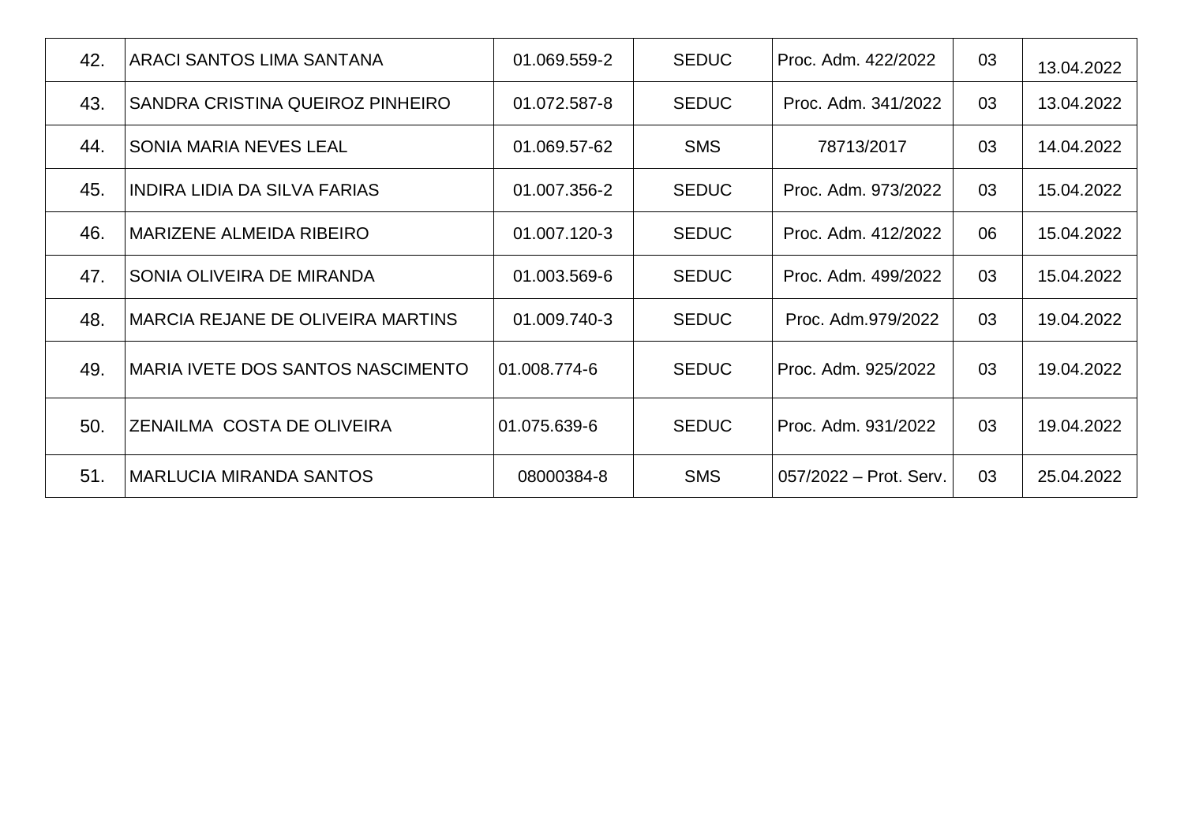| | | | | | | |
|---|---|---|---|---|---|---|
| 42. | ARACI SANTOS LIMA SANTANA | 01.069.559-2 | SEDUC | Proc. Adm. 422/2022 | 03 | 13.04.2022 |
| 43. | SANDRA CRISTINA QUEIROZ PINHEIRO | 01.072.587-8 | SEDUC | Proc. Adm. 341/2022 | 03 | 13.04.2022 |
| 44. | SONIA MARIA NEVES LEAL | 01.069.57-62 | SMS | 78713/2017 | 03 | 14.04.2022 |
| 45. | INDIRA LIDIA DA SILVA FARIAS | 01.007.356-2 | SEDUC | Proc. Adm. 973/2022 | 03 | 15.04.2022 |
| 46. | MARIZENE ALMEIDA RIBEIRO | 01.007.120-3 | SEDUC | Proc. Adm. 412/2022 | 06 | 15.04.2022 |
| 47. | SONIA OLIVEIRA DE MIRANDA | 01.003.569-6 | SEDUC | Proc. Adm. 499/2022 | 03 | 15.04.2022 |
| 48. | MARCIA REJANE DE OLIVEIRA MARTINS | 01.009.740-3 | SEDUC | Proc. Adm.979/2022 | 03 | 19.04.2022 |
| 49. | MARIA IVETE DOS SANTOS NASCIMENTO | 01.008.774-6 | SEDUC | Proc. Adm. 925/2022 | 03 | 19.04.2022 |
| 50. | ZENAILMA COSTA DE OLIVEIRA | 01.075.639-6 | SEDUC | Proc. Adm. 931/2022 | 03 | 19.04.2022 |
| 51. | MARLUCIA MIRANDA SANTOS | 08000384-8 | SMS | 057/2022 – Prot. Serv. | 03 | 25.04.2022 |